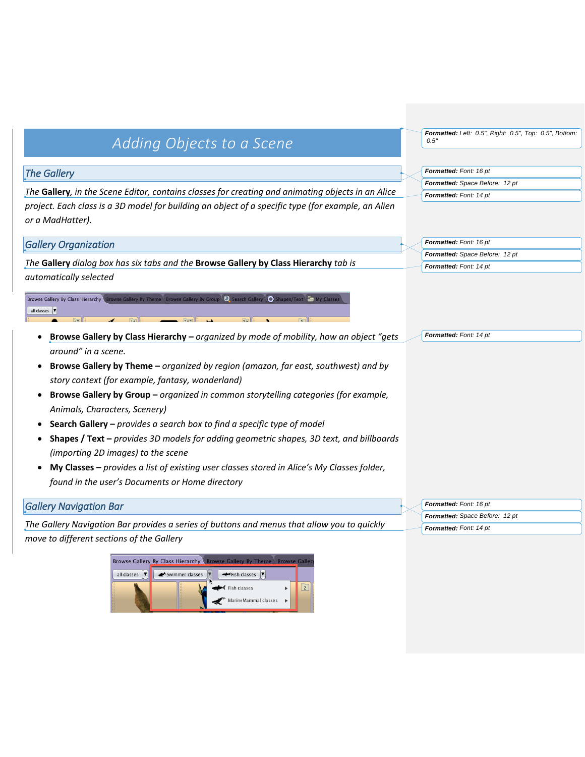# Adding Objects to a Scene

## The Gallery

*The* **Gallery**, *in the Scene Editor, contains classes for creating and animating objects in an Alice project. Each class is a 3D model for building an object of a specific type (for example, an Alien or a MadHatter).*

## Gallery Organization

*The* **Gallery** *dialog box has six tabs and the* **Browse Gallery by Class Hierarchy** *tab is automatically selected*

- **Browse Gallery by Class Hierarchy –** *organized by mode of mobility, how an object "gets around" in a scene.*
- **Browse Gallery by Theme –** *organized by region (amazon, far east, southwest) and by story context (for example, fantasy, wonderland)*
- **Browse Gallery by Group –** *organized in common storytelling categories (for example, Animals, Characters, Scenery)*
- **Search Gallery –** *provides a search box to find a specific type of model*
- **Shapes / Text –** *provides 3D models for adding geometric shapes, 3D text, and billboards (importing 2D images) to the scene*
- **My Classes –** *provides a list of existing user classes stored in Alice's My Classes folder, found in the user's Documents or Home directory*

## Gallery Navigation Bar

*The Gallery Navigation Bar provides a series of buttons and menus that allow you to quickly move to different sections of the Gallery*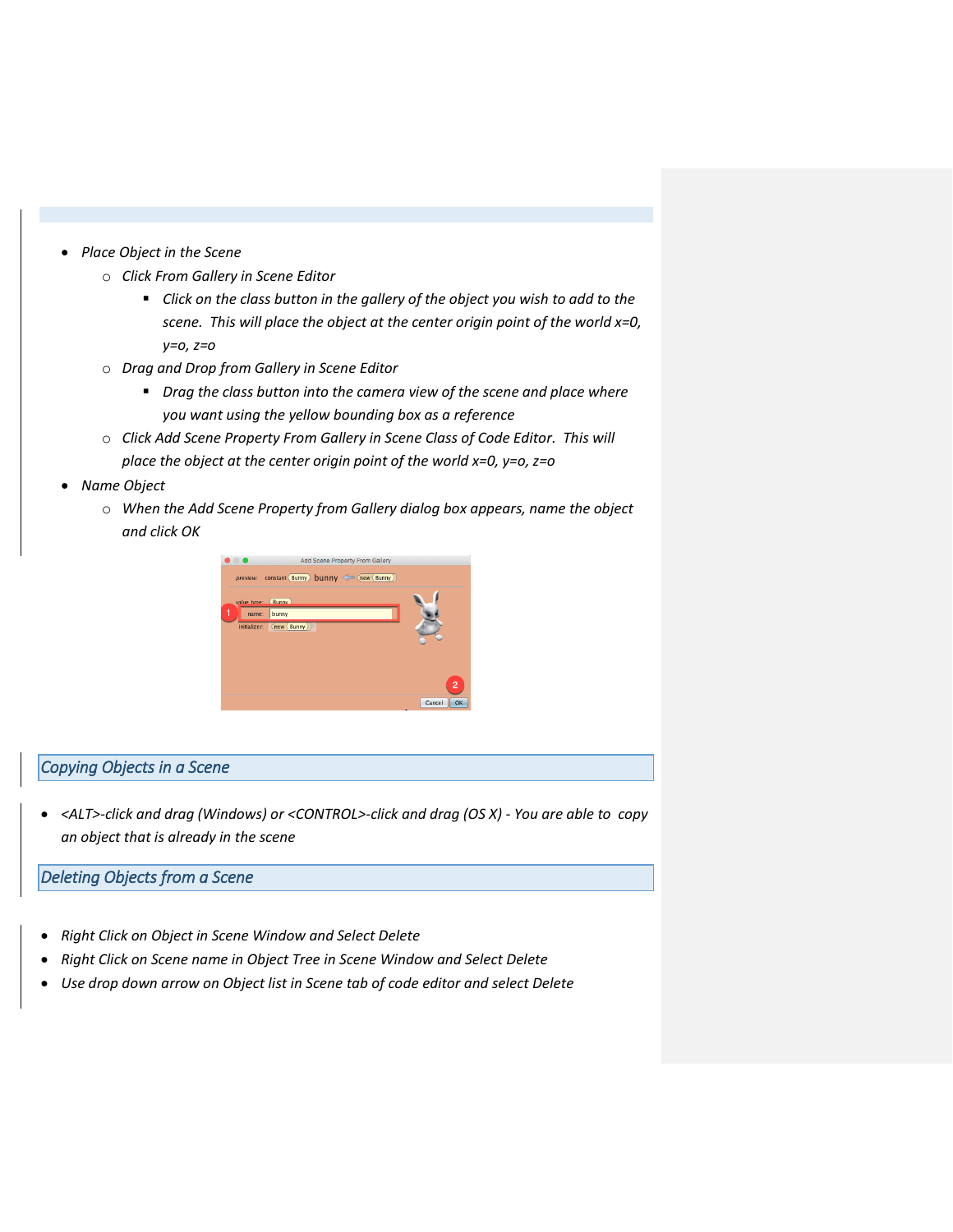- *Place Object in the Scene*
  - *Click From Gallery in Scene Editor*
    - *Click on the class button in the gallery of the object you wish to add to the scene. This will place the object at the center origin point of the world x=0, y=o, z=o*
  - *Drag and Drop from Gallery in Scene Editor*
    - *Drag the class button into the camera view of the scene and place where you want using the yellow bounding box as a reference*
  - *Click Add Scene Property From Gallery in Scene Class of Code Editor. This will place the object at the center origin point of the world x=0, y=o, z=o*
- *Name Object*
  - *When the Add Scene Property from Gallery dialog box appears, name the object and click OK*

## *Copying Objects in a Scene*

- *<ALT>-click and drag (Windows) or <CONTROL>-click and drag (OS X) - You are able to copy an object that is already in the scene*

## *Deleting Objects from a Scene*

- *Right Click on Object in Scene Window and Select Delete*
- *Right Click on Scene name in Object Tree in Scene Window and Select Delete*
- *Use drop down arrow on Object list in Scene tab of code editor and select Delete*